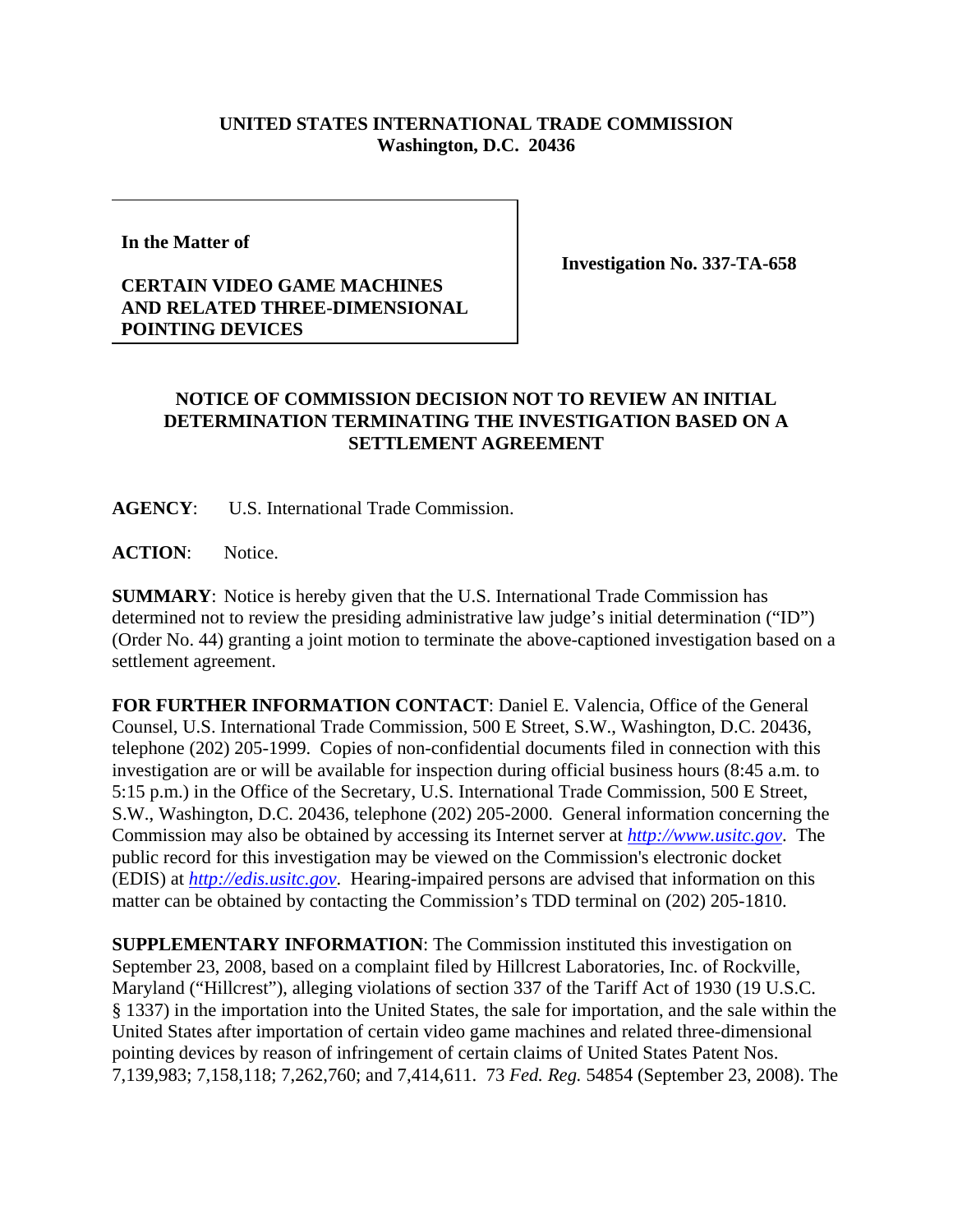**UNITED STATES INTERNATIONAL TRADE COMMISSION**
**Washington, D.C. 20436**

**In the Matter of**

**CERTAIN VIDEO GAME MACHINES AND RELATED THREE-DIMENSIONAL POINTING DEVICES**

**Investigation No. 337-TA-658**

## NOTICE OF COMMISSION DECISION NOT TO REVIEW AN INITIAL DETERMINATION TERMINATING THE INVESTIGATION BASED ON A SETTLEMENT AGREEMENT

**AGENCY**: U.S. International Trade Commission.

**ACTION**: Notice.

**SUMMARY**: Notice is hereby given that the U.S. International Trade Commission has determined not to review the presiding administrative law judge's initial determination ("ID") (Order No. 44) granting a joint motion to terminate the above-captioned investigation based on a settlement agreement.

**FOR FURTHER INFORMATION CONTACT**: Daniel E. Valencia, Office of the General Counsel, U.S. International Trade Commission, 500 E Street, S.W., Washington, D.C. 20436, telephone (202) 205-1999. Copies of non-confidential documents filed in connection with this investigation are or will be available for inspection during official business hours (8:45 a.m. to 5:15 p.m.) in the Office of the Secretary, U.S. International Trade Commission, 500 E Street, S.W., Washington, D.C. 20436, telephone (202) 205-2000. General information concerning the Commission may also be obtained by accessing its Internet server at *http://www.usitc.gov*. The public record for this investigation may be viewed on the Commission's electronic docket (EDIS) at *http://edis.usitc.gov*. Hearing-impaired persons are advised that information on this matter can be obtained by contacting the Commission's TDD terminal on (202) 205-1810.

**SUPPLEMENTARY INFORMATION**: The Commission instituted this investigation on September 23, 2008, based on a complaint filed by Hillcrest Laboratories, Inc. of Rockville, Maryland ("Hillcrest"), alleging violations of section 337 of the Tariff Act of 1930 (19 U.S.C. § 1337) in the importation into the United States, the sale for importation, and the sale within the United States after importation of certain video game machines and related three-dimensional pointing devices by reason of infringement of certain claims of United States Patent Nos. 7,139,983; 7,158,118; 7,262,760; and 7,414,611. 73 *Fed. Reg.* 54854 (September 23, 2008). The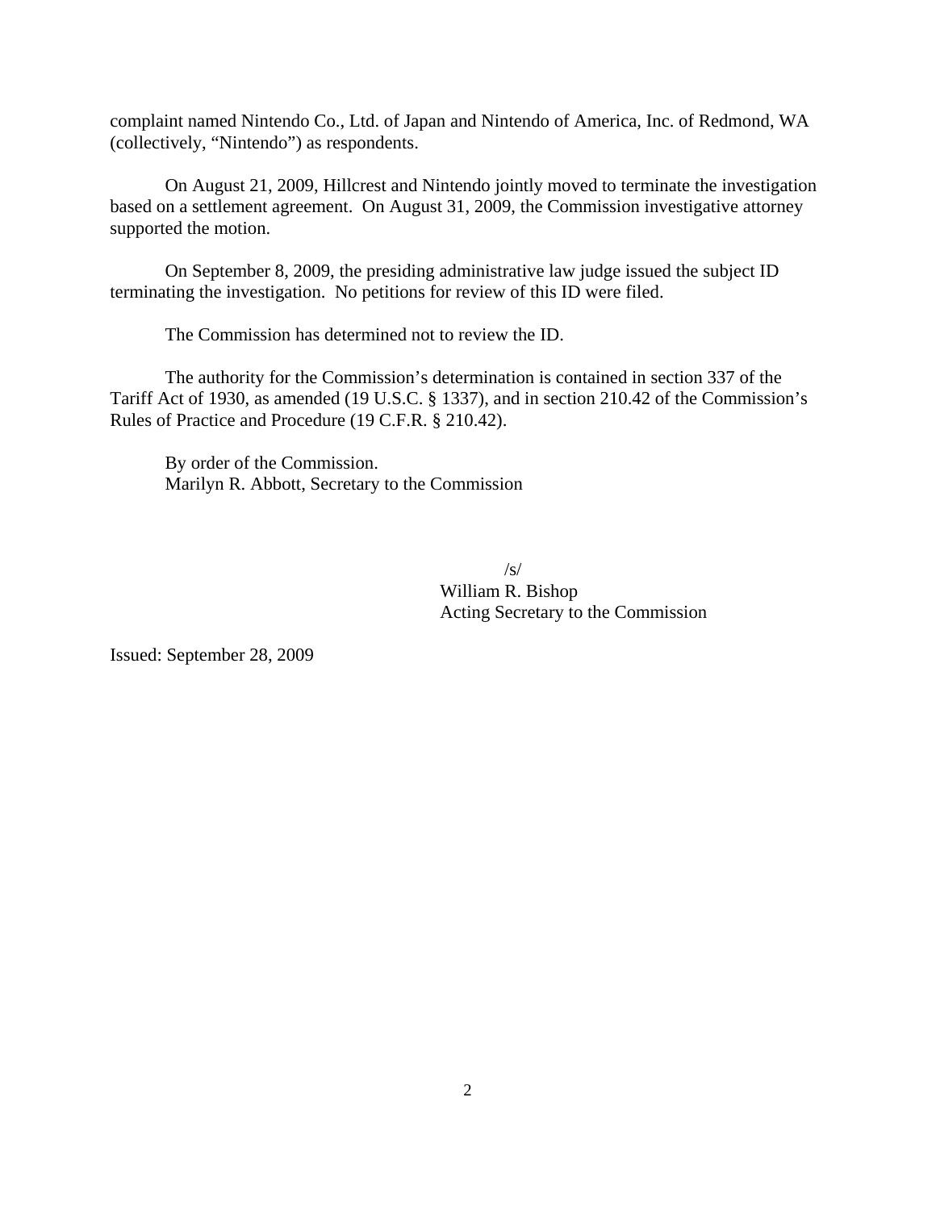complaint named Nintendo Co., Ltd. of Japan and Nintendo of America, Inc. of Redmond, WA (collectively, "Nintendo") as respondents.

On August 21, 2009, Hillcrest and Nintendo jointly moved to terminate the investigation based on a settlement agreement. On August 31, 2009, the Commission investigative attorney supported the motion.

On September 8, 2009, the presiding administrative law judge issued the subject ID terminating the investigation. No petitions for review of this ID were filed.

The Commission has determined not to review the ID.

The authority for the Commission's determination is contained in section 337 of the Tariff Act of 1930, as amended (19 U.S.C. § 1337), and in section 210.42 of the Commission's Rules of Practice and Procedure (19 C.F.R. § 210.42).

By order of the Commission.
Marilyn R. Abbott, Secretary to the Commission

/s/
William R. Bishop
Acting Secretary to the Commission

Issued: September 28, 2009